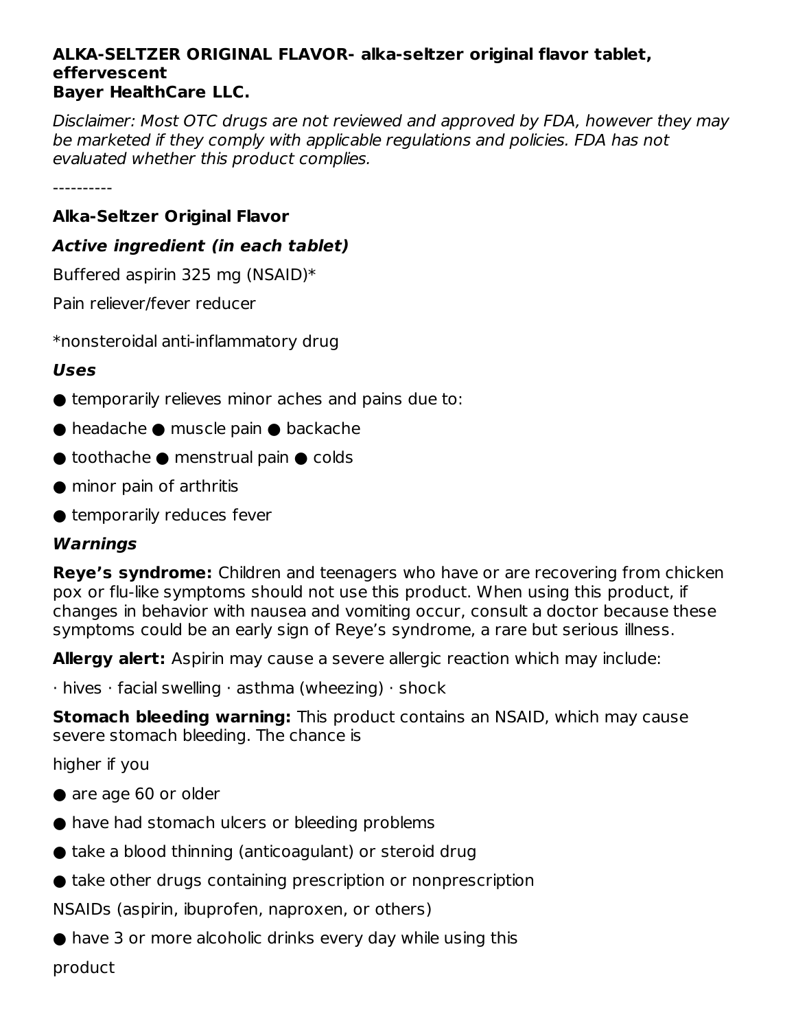**ALKA-SELTZER ORIGINAL FLAVOR- alka-seltzer original flavor tablet, effervescent**
**Bayer HealthCare LLC.**

*Disclaimer: Most OTC drugs are not reviewed and approved by FDA, however they may be marketed if they comply with applicable regulations and policies. FDA has not evaluated whether this product complies.*

----------

### Alka-Seltzer Original Flavor

#### *Active ingredient (in each tablet)*

Buffered aspirin 325 mg (NSAID)*

Pain reliever/fever reducer

*nonsteroidal anti-inflammatory drug

#### *Uses*

- temporarily relieves minor aches and pains due to:
- headache ● muscle pain ● backache
- toothache ● menstrual pain ● colds
- minor pain of arthritis
- temporarily reduces fever

#### *Warnings*

**Reye's syndrome:** Children and teenagers who have or are recovering from chicken pox or flu-like symptoms should not use this product. When using this product, if changes in behavior with nausea and vomiting occur, consult a doctor because these symptoms could be an early sign of Reye's syndrome, a rare but serious illness.

**Allergy alert:** Aspirin may cause a severe allergic reaction which may include:

· hives · facial swelling · asthma (wheezing) · shock

**Stomach bleeding warning:** This product contains an NSAID, which may cause severe stomach bleeding. The chance is

higher if you

- are age 60 or older
- have had stomach ulcers or bleeding problems
- take a blood thinning (anticoagulant) or steroid drug
- take other drugs containing prescription or nonprescription

NSAIDs (aspirin, ibuprofen, naproxen, or others)

- have 3 or more alcoholic drinks every day while using this

product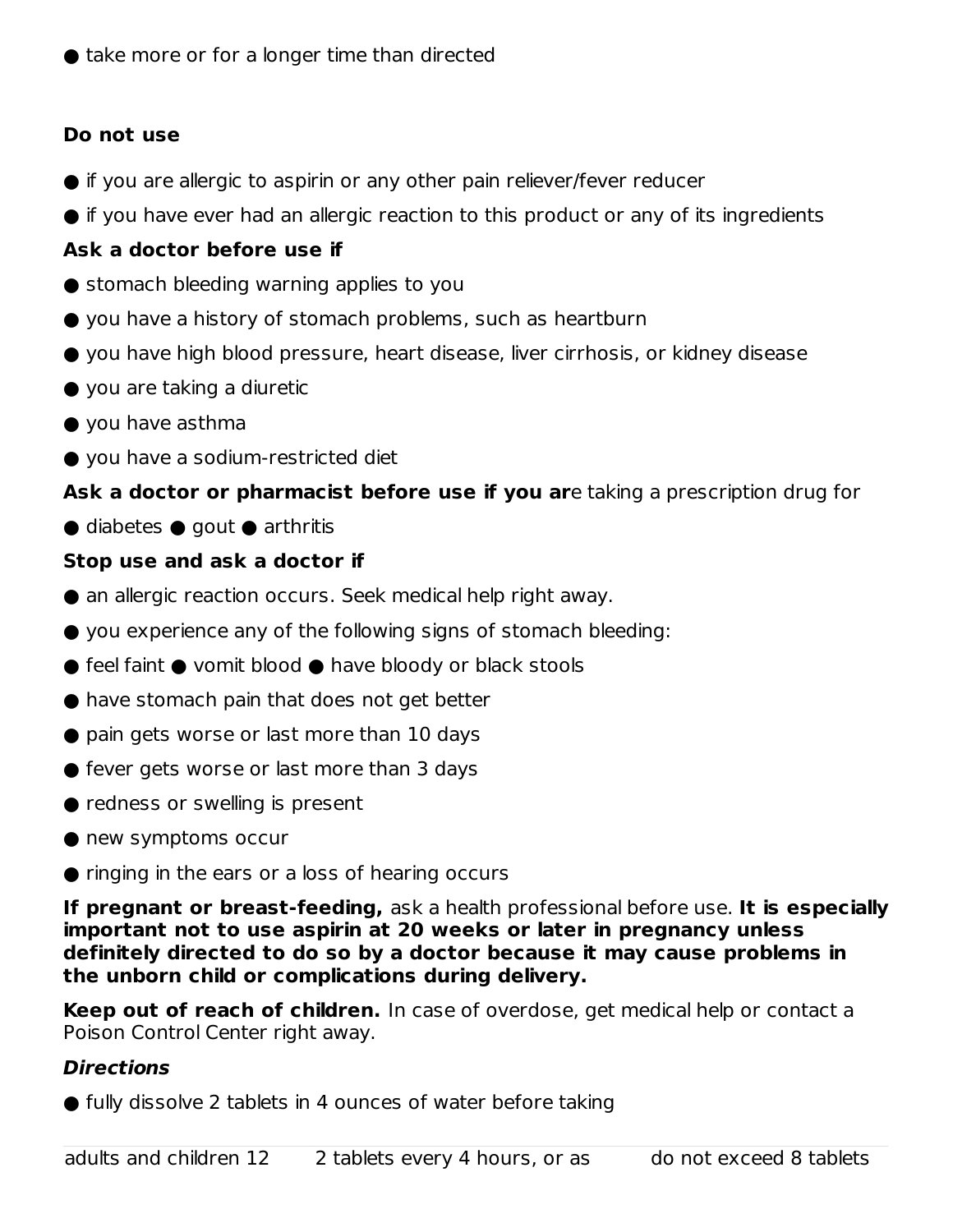- take more or for a longer time than directed

**Do not use**

- if you are allergic to aspirin or any other pain reliever/fever reducer
- if you have ever had an allergic reaction to this product or any of its ingredients

**Ask a doctor before use if**

- stomach bleeding warning applies to you
- you have a history of stomach problems, such as heartburn
- you have high blood pressure, heart disease, liver cirrhosis, or kidney disease
- you are taking a diuretic
- you have asthma
- you have a sodium-restricted diet

**Ask a doctor or pharmacist before use if you ar**e taking a prescription drug for

- diabetes ● gout ● arthritis

**Stop use and ask a doctor if**

- an allergic reaction occurs. Seek medical help right away.
- you experience any of the following signs of stomach bleeding:
- feel faint ● vomit blood ● have bloody or black stools
- have stomach pain that does not get better
- pain gets worse or last more than 10 days
- fever gets worse or last more than 3 days
- redness or swelling is present
- new symptoms occur
- ringing in the ears or a loss of hearing occurs

**If pregnant or breast-feeding,** ask a health professional before use. **It is especially important not to use aspirin at 20 weeks or later in pregnancy unless definitely directed to do so by a doctor because it may cause problems in the unborn child or complications during delivery.**

**Keep out of reach of children.** In case of overdose, get medical help or contact a Poison Control Center right away.

***Directions***

- fully dissolve 2 tablets in 4 ounces of water before taking

| adults and children 12 | 2 tablets every 4 hours, or as | do not exceed 8 tablets |
|---|---|---|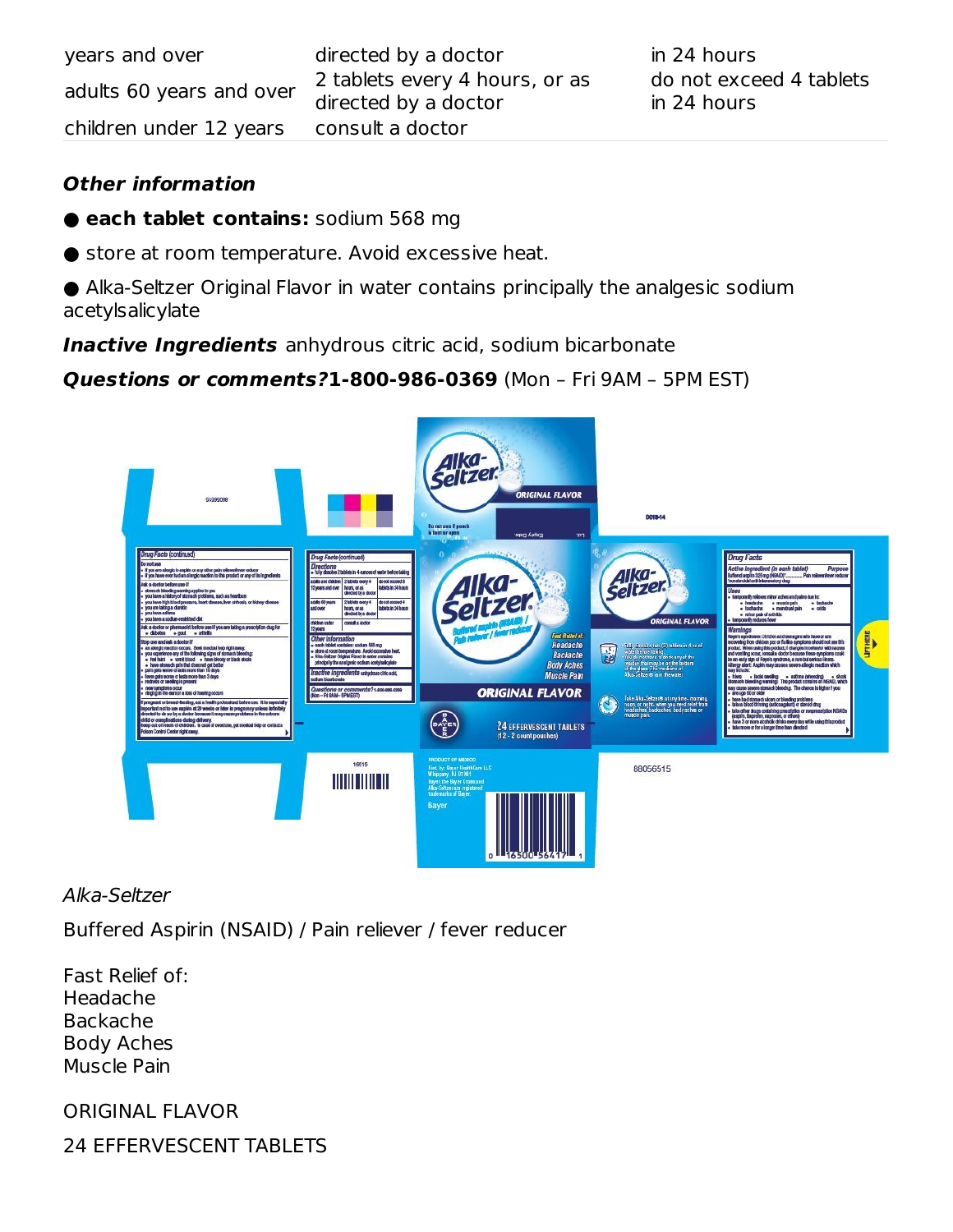| years and over | directed by a doctor | in 24 hours |
| --- | --- | --- |
| adults 60 years and over | 2 tablets every 4 hours, or as directed by a doctor | do not exceed 4 tablets in 24 hours |
| children under 12 years | consult a doctor | |

***Other information***

- **each tablet contains:** sodium 568 mg
- store at room temperature. Avoid excessive heat.
- Alka-Seltzer Original Flavor in water contains principally the analgesic sodium acetylsalicylate

***Inactive Ingredients*** anhydrous citric acid, sodium bicarbonate

***Questions or comments?*****1-800-986-0369** (Mon – Fri 9AM – 5PM EST)

*Alka-Seltzer*

Buffered Aspirin (NSAID) / Pain reliever / fever reducer

Fast Relief of:
Headache
Backache
Body Aches
Muscle Pain

ORIGINAL FLAVOR

24 EFFERVESCENT TABLETS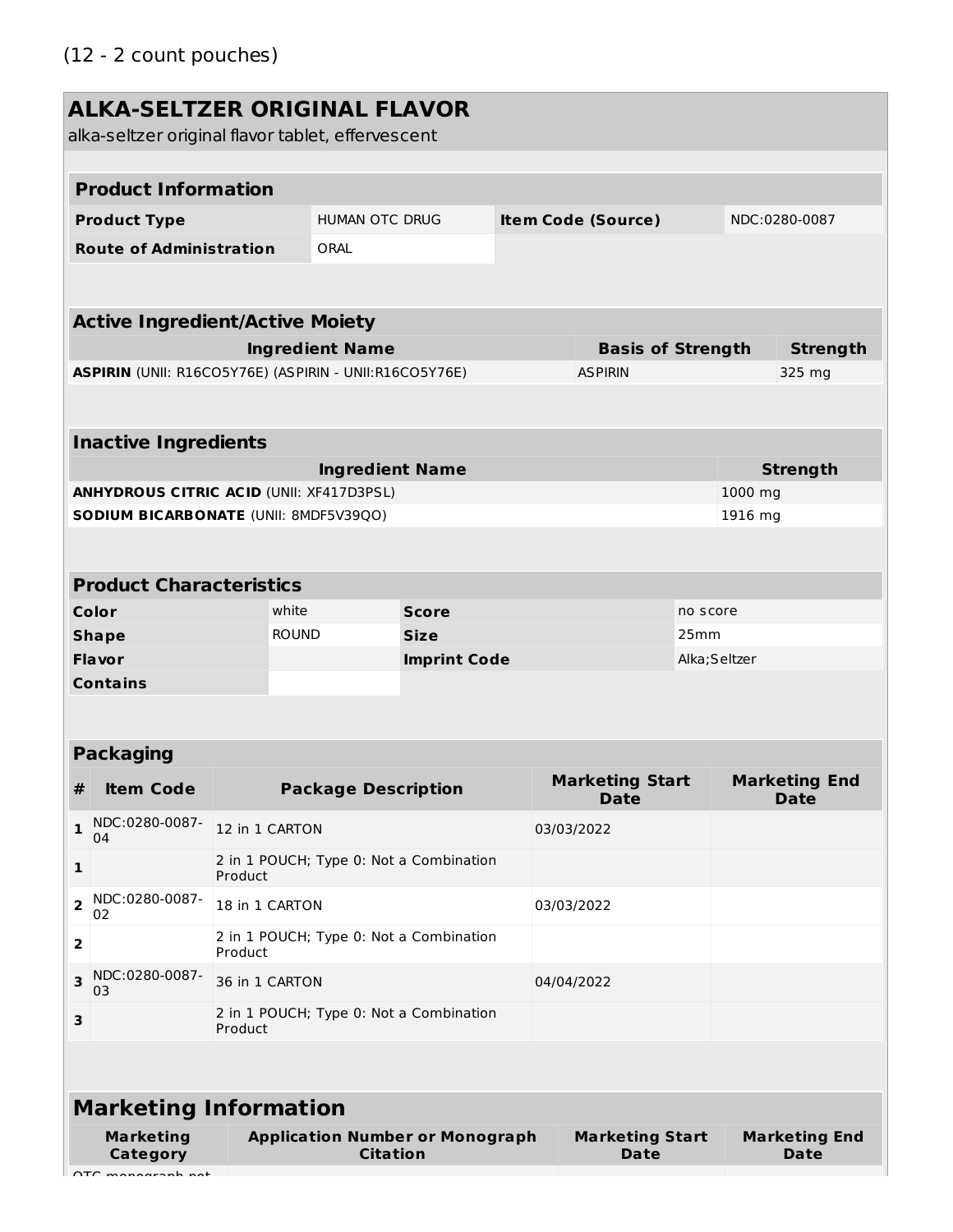(12 - 2 count pouches)

## ALKA-SELTZER ORIGINAL FLAVOR

alka-seltzer original flavor tablet, effervescent

| Product Information | | | |
|---|---|---|---|
| **Product Type** | HUMAN OTC DRUG | **Item Code (Source)** | NDC:0280-0087 |
| **Route of Administration** | ORAL | | |

| Active Ingredient/Active Moiety | | |
|---|---|---|
| **Ingredient Name** | **Basis of Strength** | **Strength** |
| **ASPIRIN** (UNII: R16CO5Y76E) (ASPIRIN - UNII:R16CO5Y76E) | ASPIRIN | 325 mg |

| Inactive Ingredients | |
|---|---|
| **Ingredient Name** | **Strength** |
| **ANHYDROUS CITRIC ACID** (UNII: XF417D3PSL) | 1000 mg |
| **SODIUM BICARBONATE** (UNII: 8MDF5V39QO) | 1916 mg |

| Product Characteristics | | | |
|---|---|---|---|
| **Color** | white | **Score** | no score |
| **Shape** | ROUND | **Size** | 25mm |
| **Flavor** | | **Imprint Code** | Alka;Seltzer |
| **Contains** | | | |

| Packaging | | | | |
|---|---|---|---|---|
| **#** | **Item Code** | **Package Description** | **Marketing Start Date** | **Marketing End Date** |
| **1** | NDC:0280-0087-04 | 12 in 1 CARTON | 03/03/2022 | |
| **1** | | 2 in 1 POUCH; Type 0: Not a Combination Product | | |
| **2** | NDC:0280-0087-02 | 18 in 1 CARTON | 03/03/2022 | |
| **2** | | 2 in 1 POUCH; Type 0: Not a Combination Product | | |
| **3** | NDC:0280-0087-03 | 36 in 1 CARTON | 04/04/2022 | |
| **3** | | 2 in 1 POUCH; Type 0: Not a Combination Product | | |

| Marketing Information | | | |
|---|---|---|---|
| **Marketing Category** | **Application Number or Monograph Citation** | **Marketing Start Date** | **Marketing End Date** |
| OTC monograph not | | | |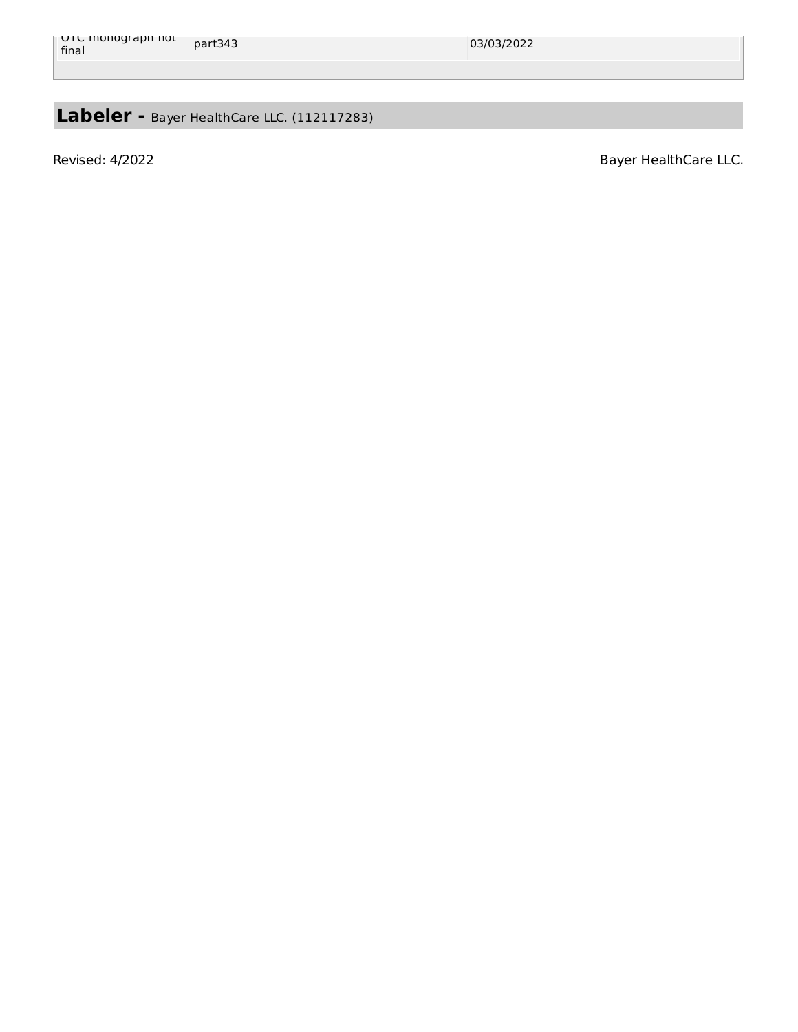| | | | |
|---|---|---|---|
| OTC monograph not final | part343 | 03/03/2022 | |

## Labeler - Bayer HealthCare LLC. (112117283)

Revised: 4/2022

Bayer HealthCare LLC.